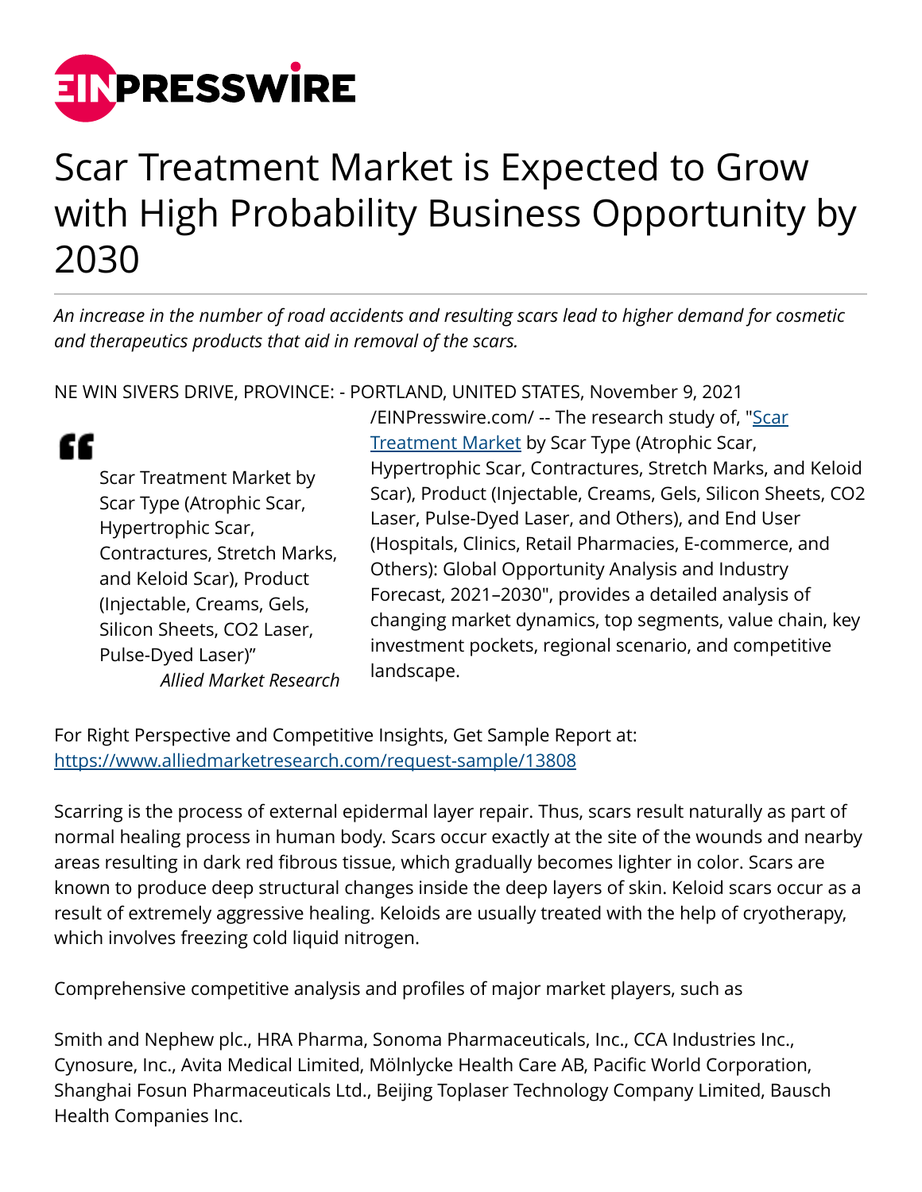# Scar Treatment Market is Expected to Grow with High Probability Business Opportunity by 2030

*An increase in the number of road accidents and resulting scars lead to higher demand for cosmetic and therapeutics products that aid in removal of the scars.*

NE WIN SIVERS DRIVE, PROVINCE: - PORTLAND, UNITED STATES, November 9, 2021 /EINPresswire.com/ -- The research study of, "[Scar Treatment Market](https://www.alliedmarketresearch.com/scar-treatment-market)" by Scar Type (Atrophic Scar, Hypertrophic Scar, Contractures, Stretch Marks, and Keloid Scar), Product (Injectable, Creams, Gels, Silicon Sheets, CO2 Laser, Pulse-Dyed Laser, and Others), and End User (Hospitals, Clinics, Retail Pharmacies, E-commerce, and Others): Global Opportunity Analysis and Industry Forecast, 2021–2030", provides a detailed analysis of changing market dynamics, top segments, value chain, key investment pockets, regional scenario, and competitive landscape.

> "Scar Treatment Market by Scar Type (Atrophic Scar, Hypertrophic Scar, Contractures, Stretch Marks, and Keloid Scar), Product (Injectable, Creams, Gels, Silicon Sheets, CO2 Laser, Pulse-Dyed Laser)"
>
> *Allied Market Research*

For Right Perspective and Competitive Insights, Get Sample Report at: [https://www.alliedmarketresearch.com/request-sample/13808](https://www.alliedmarketresearch.com/request-sample/13808)

Scarring is the process of external epidermal layer repair. Thus, scars result naturally as part of normal healing process in human body. Scars occur exactly at the site of the wounds and nearby areas resulting in dark red fibrous tissue, which gradually becomes lighter in color. Scars are known to produce deep structural changes inside the deep layers of skin. Keloid scars occur as a result of extremely aggressive healing. Keloids are usually treated with the help of cryotherapy, which involves freezing cold liquid nitrogen.

Comprehensive competitive analysis and profiles of major market players, such as

Smith and Nephew plc., HRA Pharma, Sonoma Pharmaceuticals, Inc., CCA Industries Inc., Cynosure, Inc., Avita Medical Limited, Mölnlycke Health Care AB, Pacific World Corporation, Shanghai Fosun Pharmaceuticals Ltd., Beijing Toplaser Technology Company Limited, Bausch Health Companies Inc.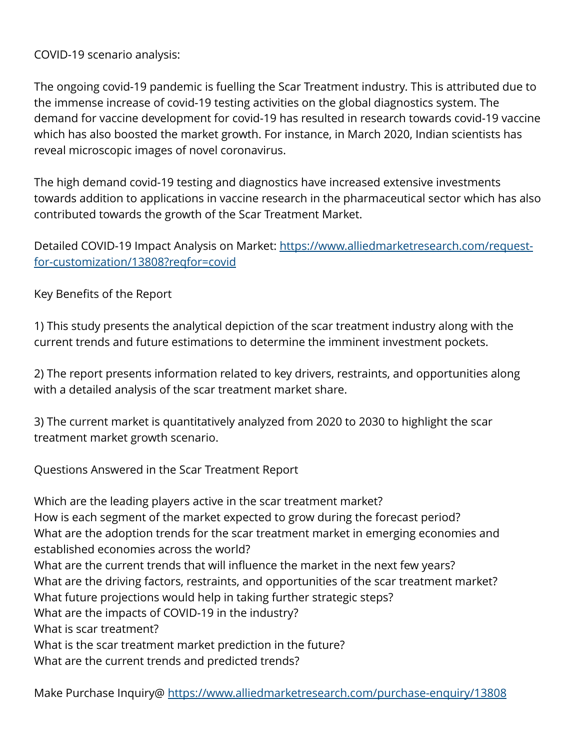COVID-19 scenario analysis:

The ongoing covid-19 pandemic is fuelling the Scar Treatment industry. This is attributed due to the immense increase of covid-19 testing activities on the global diagnostics system. The demand for vaccine development for covid-19 has resulted in research towards covid-19 vaccine which has also boosted the market growth. For instance, in March 2020, Indian scientists has reveal microscopic images of novel coronavirus.

The high demand covid-19 testing and diagnostics have increased extensive investments towards addition to applications in vaccine research in the pharmaceutical sector which has also contributed towards the growth of the Scar Treatment Market.

Detailed COVID-19 Impact Analysis on Market: [https://www.alliedmarketresearch.com/request-for-customization/13808?reqfor=covid](https://www.alliedmarketresearch.com/request-for-customization/13808?reqfor=covid)

Key Benefits of the Report

1) This study presents the analytical depiction of the scar treatment industry along with the current trends and future estimations to determine the imminent investment pockets.

2) The report presents information related to key drivers, restraints, and opportunities along with a detailed analysis of the scar treatment market share.

3) The current market is quantitatively analyzed from 2020 to 2030 to highlight the scar treatment market growth scenario.

Questions Answered in the Scar Treatment Report

Which are the leading players active in the scar treatment market?
How is each segment of the market expected to grow during the forecast period?
What are the adoption trends for the scar treatment market in emerging economies and established economies across the world?
What are the current trends that will influence the market in the next few years?
What are the driving factors, restraints, and opportunities of the scar treatment market?
What future projections would help in taking further strategic steps?
What are the impacts of COVID-19 in the industry?
What is scar treatment?
What is the scar treatment market prediction in the future?
What are the current trends and predicted trends?

Make Purchase Inquiry@ [https://www.alliedmarketresearch.com/purchase-enquiry/13808](https://www.alliedmarketresearch.com/purchase-enquiry/13808)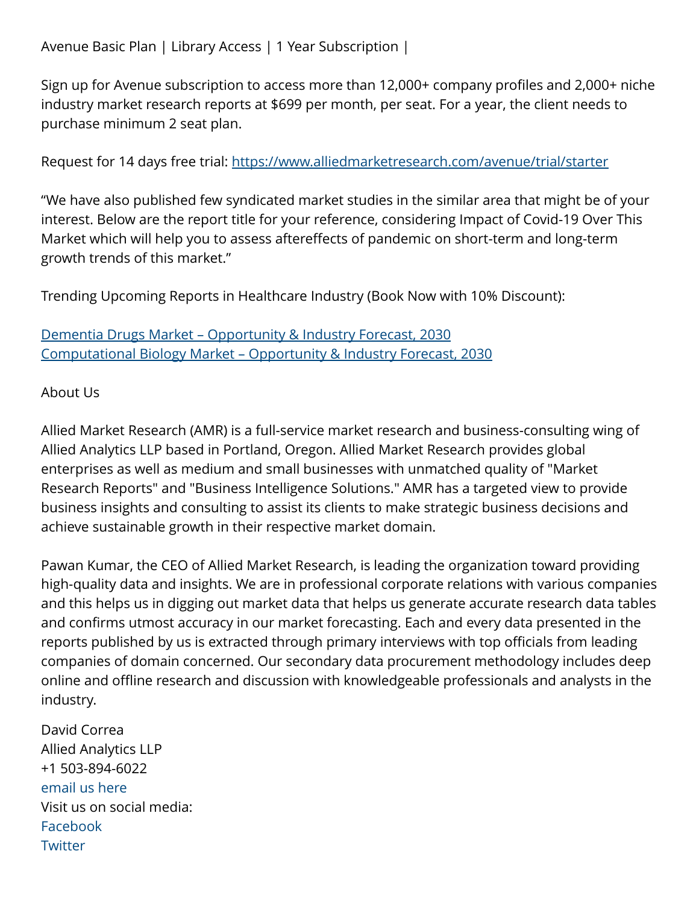Avenue Basic Plan | Library Access | 1 Year Subscription |

Sign up for Avenue subscription to access more than 12,000+ company profiles and 2,000+ niche industry market research reports at $699 per month, per seat. For a year, the client needs to purchase minimum 2 seat plan.

Request for 14 days free trial: [https://www.alliedmarketresearch.com/avenue/trial/starter](https://www.alliedmarketresearch.com/avenue/trial/starter)

"We have also published few syndicated market studies in the similar area that might be of your interest. Below are the report title for your reference, considering Impact of Covid-19 Over This Market which will help you to assess aftereffects of pandemic on short-term and long-term growth trends of this market."

Trending Upcoming Reports in Healthcare Industry (Book Now with 10% Discount):

Dementia Drugs Market – Opportunity & Industry Forecast, 2030
Computational Biology Market – Opportunity & Industry Forecast, 2030

About Us

Allied Market Research (AMR) is a full-service market research and business-consulting wing of Allied Analytics LLP based in Portland, Oregon. Allied Market Research provides global enterprises as well as medium and small businesses with unmatched quality of "Market Research Reports" and "Business Intelligence Solutions." AMR has a targeted view to provide business insights and consulting to assist its clients to make strategic business decisions and achieve sustainable growth in their respective market domain.

Pawan Kumar, the CEO of Allied Market Research, is leading the organization toward providing high-quality data and insights. We are in professional corporate relations with various companies and this helps us in digging out market data that helps us generate accurate research data tables and confirms utmost accuracy in our market forecasting. Each and every data presented in the reports published by us is extracted through primary interviews with top officials from leading companies of domain concerned. Our secondary data procurement methodology includes deep online and offline research and discussion with knowledgeable professionals and analysts in the industry.

David Correa
Allied Analytics LLP
+1 503-894-6022
email us here
Visit us on social media:
Facebook
Twitter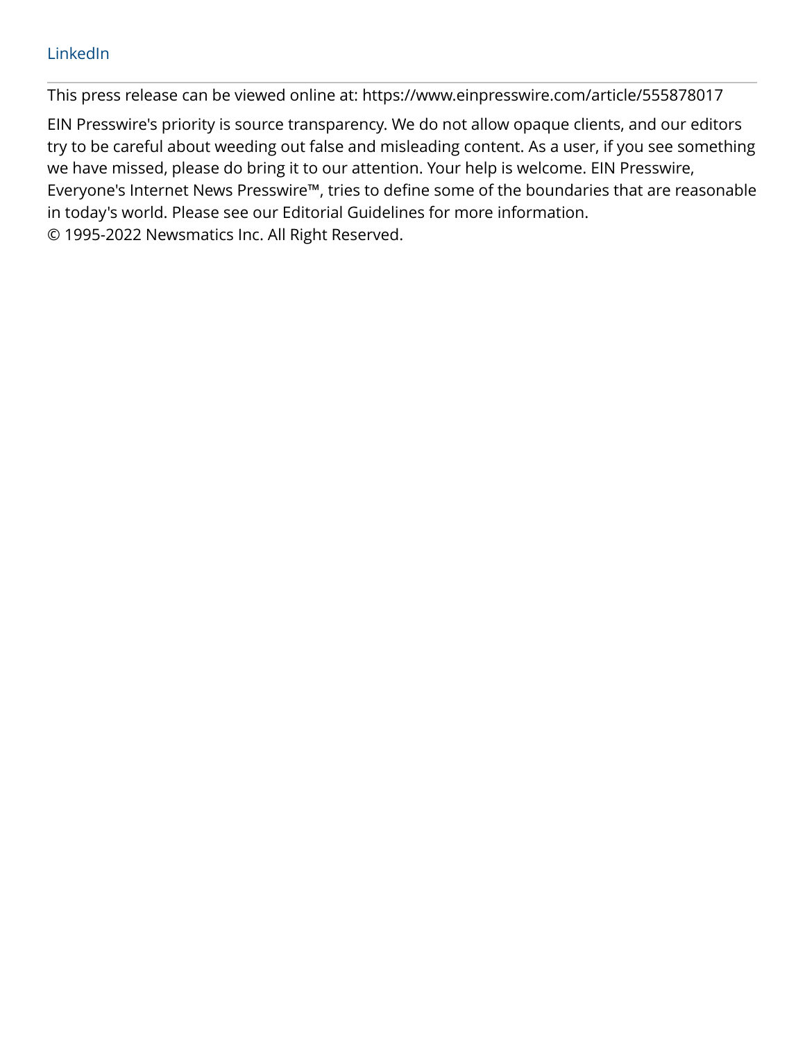LinkedIn

---

This press release can be viewed online at: https://www.einpresswire.com/article/555878017

EIN Presswire's priority is source transparency. We do not allow opaque clients, and our editors try to be careful about weeding out false and misleading content. As a user, if you see something we have missed, please do bring it to our attention. Your help is welcome. EIN Presswire, Everyone's Internet News Presswire™, tries to define some of the boundaries that are reasonable in today's world. Please see our Editorial Guidelines for more information.
© 1995-2022 Newsmatics Inc. All Right Reserved.